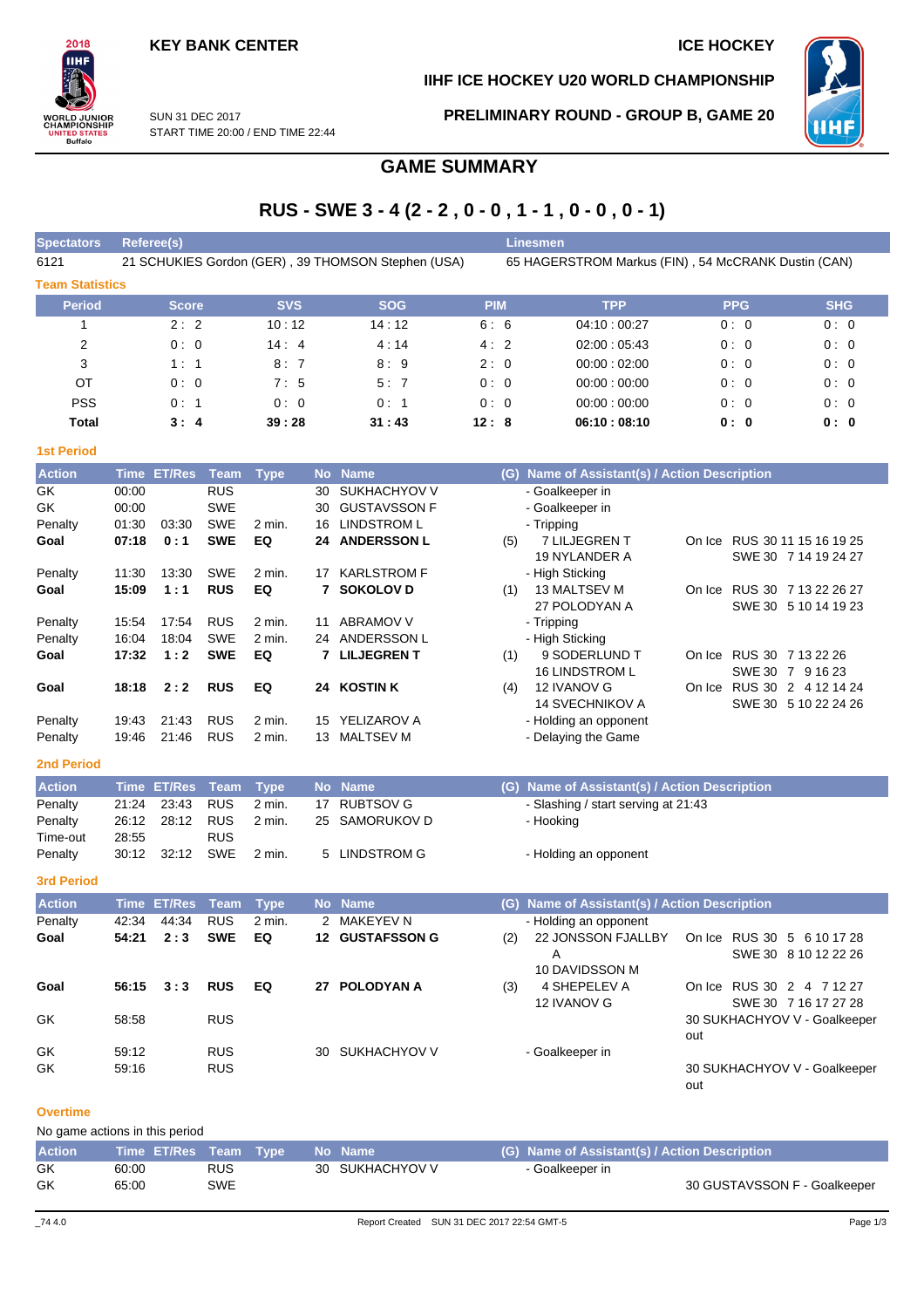**KEY BANK CENTER** | **ICE HOCKEY**

**IIHF ICE HOCKEY U20 WORLD CHAMPIONSHIP**

SUN 31 DEC 2017
START TIME 20:00 / END TIME 22:44

**PRELIMINARY ROUND - GROUP B, GAME 20**

# GAME SUMMARY

## RUS - SWE 3 - 4 (2 - 2 , 0 - 0 , 1 - 1 , 0 - 0 , 0 - 1)

| Spectators | Referee(s) | Linesmen |
|---|---|---|
| 6121 | 21 SCHUKIES Gordon (GER) , 39 THOMSON Stephen (USA) | 65 HAGERSTROM Markus (FIN) , 54 McCRANK Dustin (CAN) |

### Team Statistics

| Period | Score | SVS | SOG | PIM | TPP | PPG | SHG |
|---|---|---|---|---|---|---|---|
| 1 | 2 : 2 | 10 : 12 | 14 : 12 | 6 : 6 | 04:10 : 00:27 | 0 : 0 | 0 : 0 |
| 2 | 0 : 0 | 14 : 4 | 4 : 14 | 4 : 2 | 02:00 : 05:43 | 0 : 0 | 0 : 0 |
| 3 | 1 : 1 | 8 : 7 | 8 : 9 | 2 : 0 | 00:00 : 02:00 | 0 : 0 | 0 : 0 |
| OT | 0 : 0 | 7 : 5 | 5 : 7 | 0 : 0 | 00:00 : 00:00 | 0 : 0 | 0 : 0 |
| PSS | 0 : 1 | 0 : 0 | 0 : 1 | 0 : 0 | 00:00 : 00:00 | 0 : 0 | 0 : 0 |
| **Total** | **3 : 4** | **39 : 28** | **31 : 43** | **12 : 8** | **06:10 : 08:10** | **0 : 0** | **0 : 0** |

### 1st Period

| Action | Time | ET/Res | Team | Type | No | Name | (G) | Name of Assistant(s) / Action Description | |
|---|---|---|---|---|---|---|---|---|---|
| GK | 00:00 | | RUS | | 30 | SUKHACHYOV V | | - Goalkeeper in | |
| GK | 00:00 | | SWE | | 30 | GUSTAVSSON F | | - Goalkeeper in | |
| Penalty | 01:30 | 03:30 | SWE | 2 min. | 16 | LINDSTROM L | | - Tripping | |
| **Goal** | **07:18** | **0 : 1** | **SWE** | **EQ** | **24** | **ANDERSSON L** | (5) | 7 LILJEGREN T<br>19 NYLANDER A | On Ice RUS 30 11 15 16 19 25<br>SWE 30 7 14 19 24 27 |
| Penalty | 11:30 | 13:30 | SWE | 2 min. | 17 | KARLSTROM F | | - High Sticking | |
| **Goal** | **15:09** | **1 : 1** | **RUS** | **EQ** | **7** | **SOKOLOV D** | (1) | 13 MALTSEV M<br>27 POLODYAN A | On Ice RUS 30 7 13 22 26 27<br>SWE 30 5 10 14 19 23 |
| Penalty | 15:54 | 17:54 | RUS | 2 min. | 11 | ABRAMOV V | | - Tripping | |
| Penalty | 16:04 | 18:04 | SWE | 2 min. | 24 | ANDERSSON L | | - High Sticking | |
| **Goal** | **17:32** | **1 : 2** | **SWE** | **EQ** | **7** | **LILJEGREN T** | (1) | 9 SODERLUND T<br>16 LINDSTROM L | On Ice RUS 30 7 13 22 26<br>SWE 30 7 9 16 23 |
| **Goal** | **18:18** | **2 : 2** | **RUS** | **EQ** | **24** | **KOSTIN K** | (4) | 12 IVANOV G<br>14 SVECHNIKOV A | On Ice RUS 30 2 4 12 14 24<br>SWE 30 5 10 22 24 26 |
| Penalty | 19:43 | 21:43 | RUS | 2 min. | 15 | YELIZAROV A | | - Holding an opponent | |
| Penalty | 19:46 | 21:46 | RUS | 2 min. | 13 | MALTSEV M | | - Delaying the Game | |

### 2nd Period

| Action | Time | ET/Res | Team | Type | No | Name | (G) | Name of Assistant(s) / Action Description |
|---|---|---|---|---|---|---|---|---|
| Penalty | 21:24 | 23:43 | RUS | 2 min. | 17 | RUBTSOV G | | - Slashing / start serving at 21:43 |
| Penalty | 26:12 | 28:12 | RUS | 2 min. | 25 | SAMORUKOV D | | - Hooking |
| Time-out | 28:55 | | RUS | | | | | |
| Penalty | 30:12 | 32:12 | SWE | 2 min. | 5 | LINDSTROM G | | - Holding an opponent |

### 3rd Period

| Action | Time | ET/Res | Team | Type | No | Name | (G) | Name of Assistant(s) / Action Description | |
|---|---|---|---|---|---|---|---|---|---|
| Penalty | 42:34 | 44:34 | RUS | 2 min. | 2 | MAKEYEV N | | - Holding an opponent | |
| **Goal** | **54:21** | **2 : 3** | **SWE** | **EQ** | **12** | **GUSTAFSSON G** | (2) | 22 JONSSON FJALLBY A<br>10 DAVIDSSON M | On Ice RUS 30 5 6 10 17 28<br>SWE 30 8 10 12 22 26 |
| **Goal** | **56:15** | **3 : 3** | **RUS** | **EQ** | **27** | **POLODYAN A** | (3) | 4 SHEPELEV A<br>12 IVANOV G | On Ice RUS 30 2 4 7 12 27<br>SWE 30 7 16 17 27 28 |
| GK | 58:58 | | RUS | | | | | | 30 SUKHACHYOV V - Goalkeeper out |
| GK | 59:12 | | RUS | | 30 | SUKHACHYOV V | | - Goalkeeper in | |
| GK | 59:16 | | RUS | | | | | | 30 SUKHACHYOV V - Goalkeeper out |

### Overtime

No game actions in this period

| Action | Time | ET/Res | Team | Type | No | Name | (G) | Name of Assistant(s) / Action Description | |
|---|---|---|---|---|---|---|---|---|---|
| GK | 60:00 | | RUS | | 30 | SUKHACHYOV V | | - Goalkeeper in | |
| GK | 65:00 | | SWE | | | | | | 30 GUSTAVSSON F - Goalkeeper |

_74 4.0 Report Created SUN 31 DEC 2017 22:54 GMT-5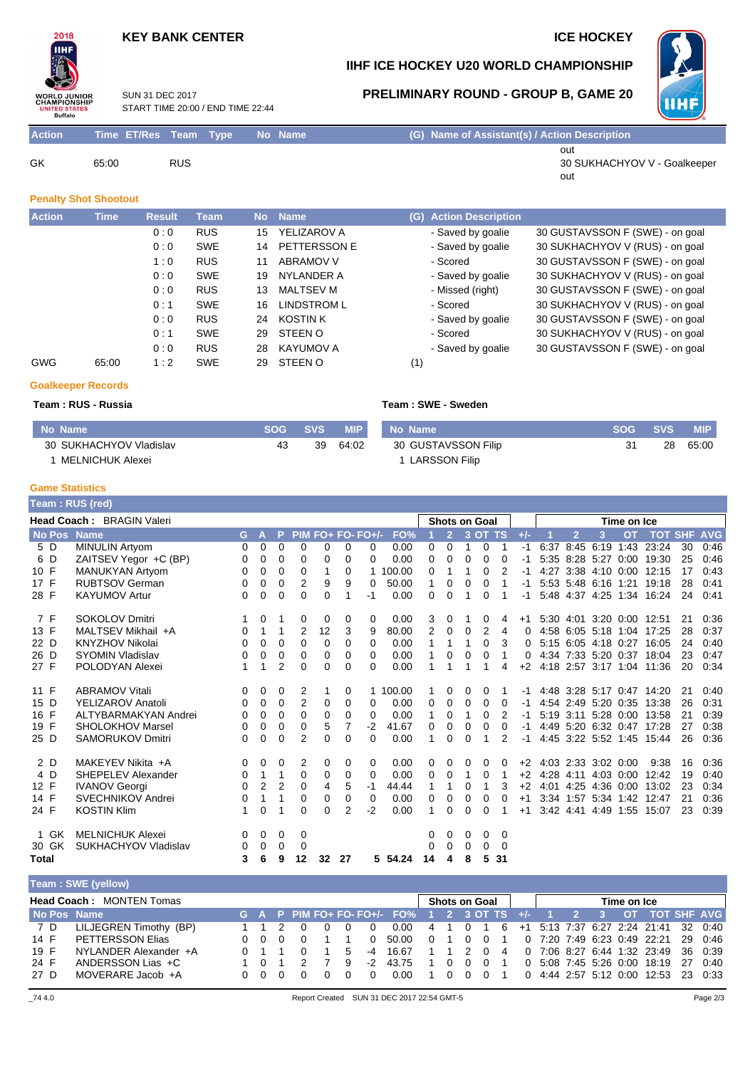# IIHF ICE HOCKEY U20 WORLD CHAMPIONSHIP

## PRELIMINARY ROUND - GROUP B, GAME 20

KEY BANK CENTER — ICE HOCKEY

SUN 31 DEC 2017
START TIME 20:00 / END TIME 22:44

| Action | Time | ET/Res | Team | Type | No | Name | (G) | Name of Assistant(s) / Action Description |
|---|---|---|---|---|---|---|---|---|
| GK | 65:00 | | RUS | | | | | out 30 SUKHACHYOV V - Goalkeeper out |

### Penalty Shot Shootout

| Action | Time | Result | Team | No | Name | (G) | Action Description | |
|---|---|---|---|---|---|---|---|---|
| | | 0 : 0 | RUS | 15 | YELIZAROV A | | - Saved by goalie | 30 GUSTAVSSON F (SWE) - on goal |
| | | 0 : 0 | SWE | 14 | PETTERSSON E | | - Saved by goalie | 30 SUKHACHYOV V (RUS) - on goal |
| | | 1 : 0 | RUS | 11 | ABRAMOV V | | - Scored | 30 GUSTAVSSON F (SWE) - on goal |
| | | 0 : 0 | SWE | 19 | NYLANDER A | | - Saved by goalie | 30 SUKHACHYOV V (RUS) - on goal |
| | | 0 : 0 | RUS | 13 | MALTSEV M | | - Missed (right) | 30 GUSTAVSSON F (SWE) - on goal |
| | | 0 : 1 | SWE | 16 | LINDSTROM L | | - Scored | 30 SUKHACHYOV V (RUS) - on goal |
| | | 0 : 0 | RUS | 24 | KOSTIN K | | - Saved by goalie | 30 GUSTAVSSON F (SWE) - on goal |
| | | 0 : 1 | SWE | 29 | STEEN O | | - Scored | 30 SUKHACHYOV V (RUS) - on goal |
| | | 0 : 0 | RUS | 28 | KAYUMOV A | | - Saved by goalie | 30 GUSTAVSSON F (SWE) - on goal |
| GWG | 65:00 | 1 : 2 | SWE | 29 | STEEN O | (1) | | |

### Goalkeeper Records

**Team : RUS - Russia**

| No | Name | SOG | SVS | MIP |
|---|---|---|---|---|
| 30 | SUKHACHYOV Vladislav | 43 | 39 | 64:02 |
| 1 | MELNICHUK Alexei | | | |

**Team : SWE - Sweden**

| No | Name | SOG | SVS | MIP |
|---|---|---|---|---|
| 30 | GUSTAVSSON Filip | 31 | 28 | 65:00 |
| 1 | LARSSON Filip | | | |

### Game Statistics

**Team : RUS (red)**

Head Coach : BRAGIN Valeri

| No | Pos | Name | G | A | P | PIM | FO+ | FO- | FO+/- | FO% | SOG 1 | SOG 2 | SOG 3 | SOG OT | SOG TS | +/- | TOI 1 | TOI 2 | TOI 3 | TOI OT | TOI TOT | SHF | AVG |
|---|---|---|---|---|---|---|---|---|---|---|---|---|---|---|---|---|---|---|---|---|---|---|---|
| 5 | D | MINULIN Artyom | 0 | 0 | 0 | 0 | 0 | 0 | 0 | 0.00 | 0 | 0 | 1 | 0 | 1 | -1 | 6:37 | 8:45 | 6:19 | 1:43 | 23:24 | 30 | 0:46 |
| 6 | D | ZAITSEV Yegor +C (BP) | 0 | 0 | 0 | 0 | 0 | 0 | 0 | 0.00 | 0 | 0 | 0 | 0 | 0 | -1 | 5:35 | 8:28 | 5:27 | 0:00 | 19:30 | 25 | 0:46 |
| 10 | F | MANUKYAN Artyom | 0 | 0 | 0 | 0 | 1 | 0 | 1 | 100.00 | 0 | 1 | 1 | 0 | 2 | -1 | 4:27 | 3:38 | 4:10 | 0:00 | 12:15 | 17 | 0:43 |
| 17 | F | RUBTSOV German | 0 | 0 | 0 | 2 | 9 | 9 | 0 | 50.00 | 1 | 0 | 0 | 0 | 1 | -1 | 5:53 | 5:48 | 6:16 | 1:21 | 19:18 | 28 | 0:41 |
| 28 | F | KAYUMOV Artur | 0 | 0 | 0 | 0 | 0 | 1 | -1 | 0.00 | 0 | 0 | 1 | 0 | 1 | -1 | 5:48 | 4:37 | 4:25 | 1:34 | 16:24 | 24 | 0:41 |
| 7 | F | SOKOLOV Dmitri | 1 | 0 | 1 | 0 | 0 | 0 | 0 | 0.00 | 3 | 0 | 1 | 0 | 4 | +1 | 5:30 | 4:01 | 3:20 | 0:00 | 12:51 | 21 | 0:36 |
| 13 | F | MALTSEV Mikhail +A | 0 | 1 | 1 | 2 | 12 | 3 | 9 | 80.00 | 2 | 0 | 0 | 2 | 4 | 0 | 4:58 | 6:05 | 5:18 | 1:04 | 17:25 | 28 | 0:37 |
| 22 | D | KNYZHOV Nikolai | 0 | 0 | 0 | 0 | 0 | 0 | 0 | 0.00 | 1 | 1 | 1 | 0 | 3 | 0 | 5:15 | 6:05 | 4:18 | 0:27 | 16:05 | 24 | 0:40 |
| 26 | D | SYOMIN Vladislav | 0 | 0 | 0 | 0 | 0 | 0 | 0 | 0.00 | 1 | 0 | 0 | 0 | 1 | 0 | 4:34 | 7:33 | 5:20 | 0:37 | 18:04 | 23 | 0:47 |
| 27 | F | POLODYAN Alexei | 1 | 1 | 2 | 0 | 0 | 0 | 0 | 0.00 | 1 | 1 | 1 | 1 | 4 | +2 | 4:18 | 2:57 | 3:17 | 1:04 | 11:36 | 20 | 0:34 |
| 11 | F | ABRAMOV Vitali | 0 | 0 | 0 | 2 | 1 | 0 | 1 | 100.00 | 1 | 0 | 0 | 0 | 1 | -1 | 4:48 | 3:28 | 5:17 | 0:47 | 14:20 | 21 | 0:40 |
| 15 | D | YELIZAROV Anatoli | 0 | 0 | 0 | 2 | 0 | 0 | 0 | 0.00 | 0 | 0 | 0 | 0 | 0 | -1 | 4:54 | 2:49 | 5:20 | 0:35 | 13:38 | 26 | 0:31 |
| 16 | F | ALTYBARMAKYAN Andrei | 0 | 0 | 0 | 0 | 0 | 0 | 0 | 0.00 | 1 | 0 | 1 | 0 | 2 | -1 | 5:19 | 3:11 | 5:28 | 0:00 | 13:58 | 21 | 0:39 |
| 19 | F | SHOLOKHOV Marsel | 0 | 0 | 0 | 0 | 5 | 7 | -2 | 41.67 | 0 | 0 | 0 | 0 | 0 | -1 | 4:49 | 5:20 | 6:32 | 0:47 | 17:28 | 27 | 0:38 |
| 25 | D | SAMORUKOV Dmitri | 0 | 0 | 0 | 2 | 0 | 0 | 0 | 0.00 | 1 | 0 | 0 | 1 | 2 | -1 | 4:45 | 3:22 | 5:52 | 1:45 | 15:44 | 26 | 0:36 |
| 2 | D | MAKEYEV Nikita +A | 0 | 0 | 0 | 2 | 0 | 0 | 0 | 0.00 | 0 | 0 | 0 | 0 | 0 | +2 | 4:03 | 2:33 | 3:02 | 0:00 | 9:38 | 16 | 0:36 |
| 4 | D | SHEPELEV Alexander | 0 | 1 | 1 | 0 | 0 | 0 | 0 | 0.00 | 0 | 0 | 1 | 0 | 1 | +2 | 4:28 | 4:11 | 4:03 | 0:00 | 12:42 | 19 | 0:40 |
| 12 | F | IVANOV Georgi | 0 | 2 | 2 | 0 | 4 | 5 | -1 | 44.44 | 1 | 1 | 0 | 1 | 3 | +2 | 4:01 | 4:25 | 4:36 | 0:00 | 13:02 | 23 | 0:34 |
| 14 | F | SVECHNIKOV Andrei | 0 | 1 | 1 | 0 | 0 | 0 | 0 | 0.00 | 0 | 0 | 0 | 0 | 0 | +1 | 3:34 | 1:57 | 5:34 | 1:42 | 12:47 | 21 | 0:36 |
| 24 | F | KOSTIN Klim | 1 | 0 | 1 | 0 | 0 | 2 | -2 | 0.00 | 1 | 0 | 0 | 0 | 1 | +1 | 3:42 | 4:41 | 4:49 | 1:55 | 15:07 | 23 | 0:39 |
| 1 | GK | MELNICHUK Alexei | 0 | 0 | 0 | 0 | | | | | 0 | 0 | 0 | 0 | 0 | | | | | | | | |
| 30 | GK | SUKHACHYOV Vladislav | 0 | 0 | 0 | 0 | | | | | 0 | 0 | 0 | 0 | 0 | | | | | | | | |
| Total | | | 3 | 6 | 9 | 12 | 32 | 27 | 5 | 54.24 | 14 | 4 | 8 | 5 | 31 | | | | | | | | |

**Team : SWE (yellow)**

Head Coach : MONTEN Tomas

| No | Pos | Name | G | A | P | PIM | FO+ | FO- | FO+/- | FO% | SOG 1 | SOG 2 | SOG 3 | SOG OT | SOG TS | +/- | TOI 1 | TOI 2 | TOI 3 | TOI OT | TOI TOT | SHF | AVG |
|---|---|---|---|---|---|---|---|---|---|---|---|---|---|---|---|---|---|---|---|---|---|---|---|
| 7 | D | LILJEGREN Timothy (BP) | 1 | 1 | 2 | 0 | 0 | 0 | 0 | 0.00 | 4 | 1 | 0 | 1 | 6 | +1 | 5:13 | 7:37 | 6:27 | 2:24 | 21:41 | 32 | 0:40 |
| 14 | F | PETTERSSON Elias | 0 | 0 | 0 | 0 | 1 | 1 | 0 | 50.00 | 0 | 1 | 0 | 0 | 1 | 0 | 7:20 | 7:49 | 6:23 | 0:49 | 22:21 | 29 | 0:46 |
| 19 | F | NYLANDER Alexander +A | 0 | 1 | 1 | 0 | 1 | 5 | -4 | 16.67 | 1 | 1 | 2 | 0 | 4 | 0 | 7:06 | 8:27 | 6:44 | 1:32 | 23:49 | 36 | 0:39 |
| 24 | F | ANDERSSON Lias +C | 1 | 0 | 1 | 2 | 7 | 9 | -2 | 43.75 | 1 | 0 | 0 | 0 | 1 | 0 | 5:08 | 7:45 | 5:26 | 0:00 | 18:19 | 27 | 0:40 |
| 27 | D | MOVERARE Jacob +A | 0 | 0 | 0 | 0 | 0 | 0 | 0 | 0.00 | 1 | 0 | 0 | 0 | 1 | 0 | 4:44 | 2:57 | 5:12 | 0:00 | 12:53 | 23 | 0:33 |

_74 4.0 Report Created SUN 31 DEC 2017 22:54 GMT-5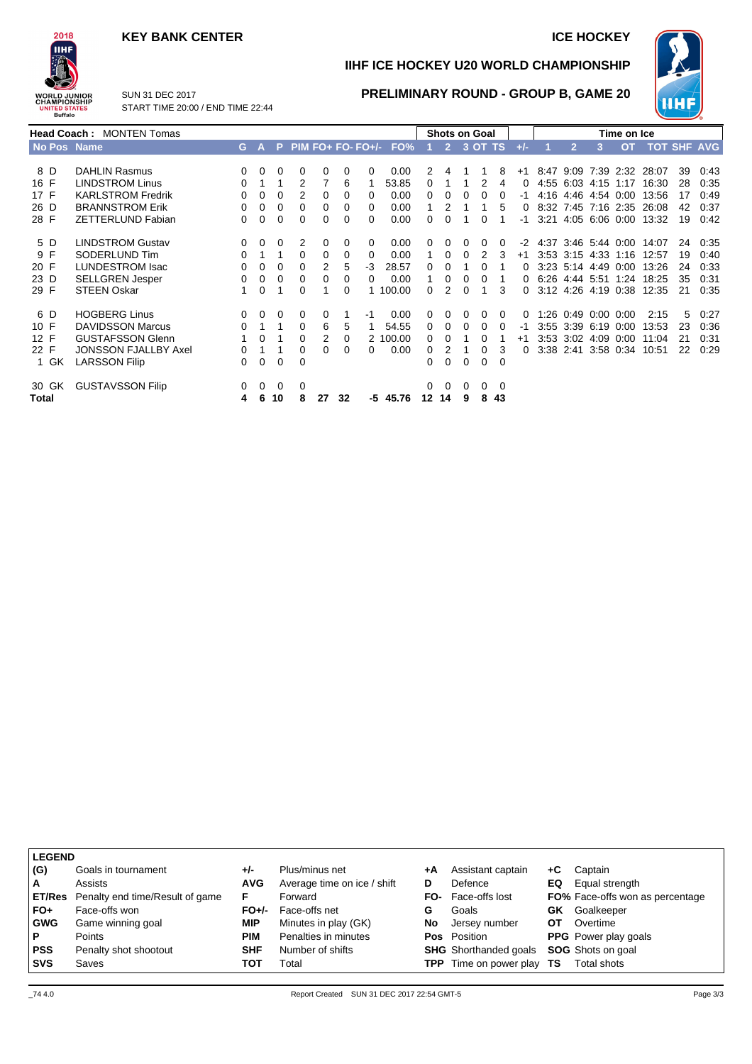# KEY BANK CENTER

# ICE HOCKEY

## IIHF ICE HOCKEY U20 WORLD CHAMPIONSHIP

SUN 31 DEC 2017
START TIME 20:00 / END TIME 22:44

## PRELIMINARY ROUND - GROUP B, GAME 20

**Head Coach :** MONTEN Tomas

| No | Pos | Name | G | A | P | PIM | FO+ | FO- | FO+/- | FO% | Shots on Goal 1 | 2 | 3 | OT | TS | +/- | Time on Ice 1 | 2 | 3 | OT | TOT | SHF | AVG |
|---|---|---|---|---|---|---|---|---|---|---|---|---|---|---|---|---|---|---|---|---|---|---|---|
| 8 | D | DAHLIN Rasmus | 0 | 0 | 0 | 0 | 0 | 0 | 0 | 0.00 | 2 | 4 | 1 | 1 | 8 | +1 | 8:47 | 9:09 | 7:39 | 2:32 | 28:07 | 39 | 0:43 |
| 16 | F | LINDSTROM Linus | 0 | 1 | 1 | 2 | 7 | 6 | 1 | 53.85 | 0 | 1 | 1 | 2 | 4 | 0 | 4:55 | 6:03 | 4:15 | 1:17 | 16:30 | 28 | 0:35 |
| 17 | F | KARLSTROM Fredrik | 0 | 0 | 0 | 2 | 0 | 0 | 0 | 0.00 | 0 | 0 | 0 | 0 | 0 | -1 | 4:16 | 4:46 | 4:54 | 0:00 | 13:56 | 17 | 0:49 |
| 26 | D | BRANNSTROM Erik | 0 | 0 | 0 | 0 | 0 | 0 | 0 | 0.00 | 1 | 2 | 1 | 1 | 5 | 0 | 8:32 | 7:45 | 7:16 | 2:35 | 26:08 | 42 | 0:37 |
| 28 | F | ZETTERLUND Fabian | 0 | 0 | 0 | 0 | 0 | 0 | 0 | 0.00 | 0 | 0 | 1 | 0 | 1 | -1 | 3:21 | 4:05 | 6:06 | 0:00 | 13:32 | 19 | 0:42 |
| 5 | D | LINDSTROM Gustav | 0 | 0 | 0 | 2 | 0 | 0 | 0 | 0.00 | 0 | 0 | 0 | 0 | 0 | -2 | 4:37 | 3:46 | 5:44 | 0:00 | 14:07 | 24 | 0:35 |
| 9 | F | SODERLUND Tim | 0 | 1 | 1 | 0 | 0 | 0 | 0 | 0.00 | 1 | 0 | 0 | 2 | 3 | +1 | 3:53 | 3:15 | 4:33 | 1:16 | 12:57 | 19 | 0:40 |
| 20 | F | LUNDESTROM Isac | 0 | 0 | 0 | 0 | 2 | 5 | -3 | 28.57 | 0 | 0 | 1 | 0 | 1 | 0 | 3:23 | 5:14 | 4:49 | 0:00 | 13:26 | 24 | 0:33 |
| 23 | D | SELLGREN Jesper | 0 | 0 | 0 | 0 | 0 | 0 | 0 | 0.00 | 1 | 0 | 0 | 0 | 1 | 0 | 6:26 | 4:44 | 5:51 | 1:24 | 18:25 | 35 | 0:31 |
| 29 | F | STEEN Oskar | 1 | 0 | 1 | 0 | 1 | 0 | 1 | 100.00 | 0 | 2 | 0 | 1 | 3 | 0 | 3:12 | 4:26 | 4:19 | 0:38 | 12:35 | 21 | 0:35 |
| 6 | D | HOGBERG Linus | 0 | 0 | 0 | 0 | 0 | 1 | -1 | 0.00 | 0 | 0 | 0 | 0 | 0 | 0 | 1:26 | 0:49 | 0:00 | 0:00 | 2:15 | 5 | 0:27 |
| 10 | F | DAVIDSSON Marcus | 0 | 1 | 1 | 0 | 6 | 5 | 1 | 54.55 | 0 | 0 | 0 | 0 | 0 | -1 | 3:55 | 3:39 | 6:19 | 0:00 | 13:53 | 23 | 0:36 |
| 12 | F | GUSTAFSSON Glenn | 1 | 0 | 1 | 0 | 2 | 0 | 2 | 100.00 | 0 | 0 | 1 | 0 | 1 | +1 | 3:53 | 3:02 | 4:09 | 0:00 | 11:04 | 21 | 0:31 |
| 22 | F | JONSSON FJALLBY Axel | 0 | 1 | 1 | 0 | 0 | 0 | 0 | 0.00 | 0 | 2 | 1 | 0 | 3 | 0 | 3:38 | 2:41 | 3:58 | 0:34 | 10:51 | 22 | 0:29 |
| 1 | GK | LARSSON Filip | 0 | 0 | 0 | 0 | | | | | 0 | 0 | 0 | 0 | 0 | | | | | | | | |
| 30 | GK | GUSTAVSSON Filip | 0 | 0 | 0 | 0 | | | | | 0 | 0 | 0 | 0 | 0 | | | | | | | | |
| **Total** | | | **4** | **6** | **10** | **8** | **27** | **32** | **-5** | **45.76** | **12** | **14** | **9** | **8** | **43** | | | | | | | | |

**LEGEND**

| | | | | | | | |
|---|---|---|---|---|---|---|---|
| (G) | Goals in tournament | +/- | Plus/minus net | +A | Assistant captain | +C | Captain |
| A | Assists | AVG | Average time on ice / shift | D | Defence | EQ | Equal strength |
| ET/Res | Penalty end time/Result of game | F | Forward | FO- | Face-offs lost | FO% | Face-offs won as percentage |
| FO+ | Face-offs won | FO+/- | Face-offs net | G | Goals | GK | Goalkeeper |
| GWG | Game winning goal | MIP | Minutes in play (GK) | No | Jersey number | OT | Overtime |
| P | Points | PIM | Penalties in minutes | Pos | Position | PPG | Power play goals |
| PSS | Penalty shot shootout | SHF | Number of shifts | SHG | Shorthanded goals | SOG | Shots on goal |
| SVS | Saves | TOT | Total | TPP | Time on power play | TS | Total shots |

_74 4.0 Report Created SUN 31 DEC 2017 22:54 GMT-5